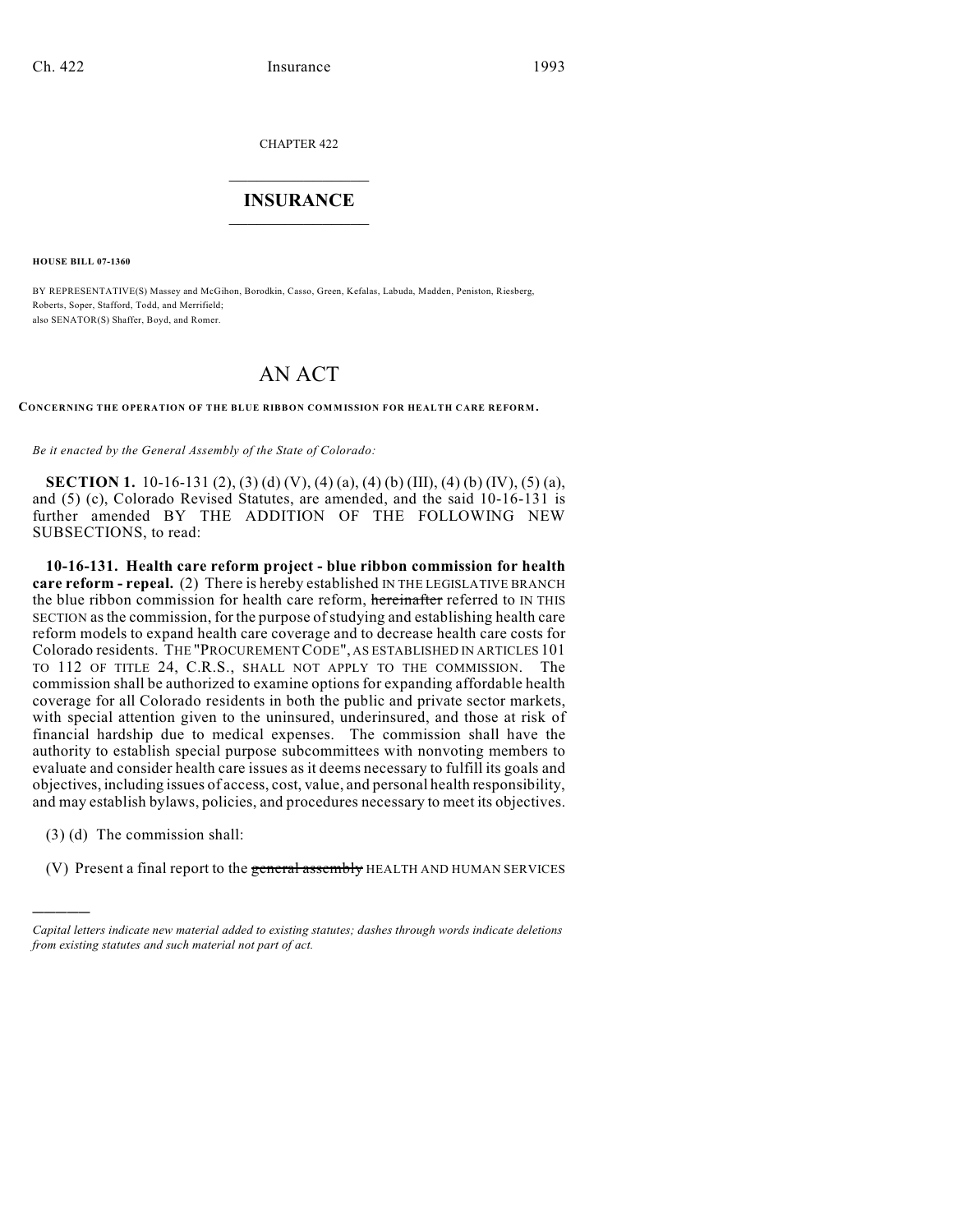CHAPTER 422

# INSURANCE

**HOUSE BILL 07-1360**

BY REPRESENTATIVE(S) Massey and McGihon, Borodkin, Casso, Green, Kefalas, Labuda, Madden, Peniston, Riesberg, Roberts, Soper, Stafford, Todd, and Merrifield;
also SENATOR(S) Shaffer, Boyd, and Romer.

# AN ACT

**CONCERNING THE OPERATION OF THE BLUE RIBBON COMMISSION FOR HEALTH CARE REFORM.**

*Be it enacted by the General Assembly of the State of Colorado:*

**SECTION 1.** 10-16-131 (2), (3) (d) (V), (4) (a), (4) (b) (III), (4) (b) (IV), (5) (a), and (5) (c), Colorado Revised Statutes, are amended, and the said 10-16-131 is further amended BY THE ADDITION OF THE FOLLOWING NEW SUBSECTIONS, to read:

**10-16-131. Health care reform project - blue ribbon commission for health care reform - repeal.** (2) There is hereby established IN THE LEGISLATIVE BRANCH the blue ribbon commission for health care reform, ~~hereinafter~~ referred to IN THIS SECTION as the commission, for the purpose of studying and establishing health care reform models to expand health care coverage and to decrease health care costs for Colorado residents. THE "PROCUREMENT CODE", AS ESTABLISHED IN ARTICLES 101 TO 112 OF TITLE 24, C.R.S., SHALL NOT APPLY TO THE COMMISSION. The commission shall be authorized to examine options for expanding affordable health coverage for all Colorado residents in both the public and private sector markets, with special attention given to the uninsured, underinsured, and those at risk of financial hardship due to medical expenses. The commission shall have the authority to establish special purpose subcommittees with nonvoting members to evaluate and consider health care issues as it deems necessary to fulfill its goals and objectives, including issues of access, cost, value, and personal health responsibility, and may establish bylaws, policies, and procedures necessary to meet its objectives.

(3) (d) The commission shall:

(V) Present a final report to the ~~general assembly~~ HEALTH AND HUMAN SERVICES

---

*Capital letters indicate new material added to existing statutes; dashes through words indicate deletions from existing statutes and such material not part of act.*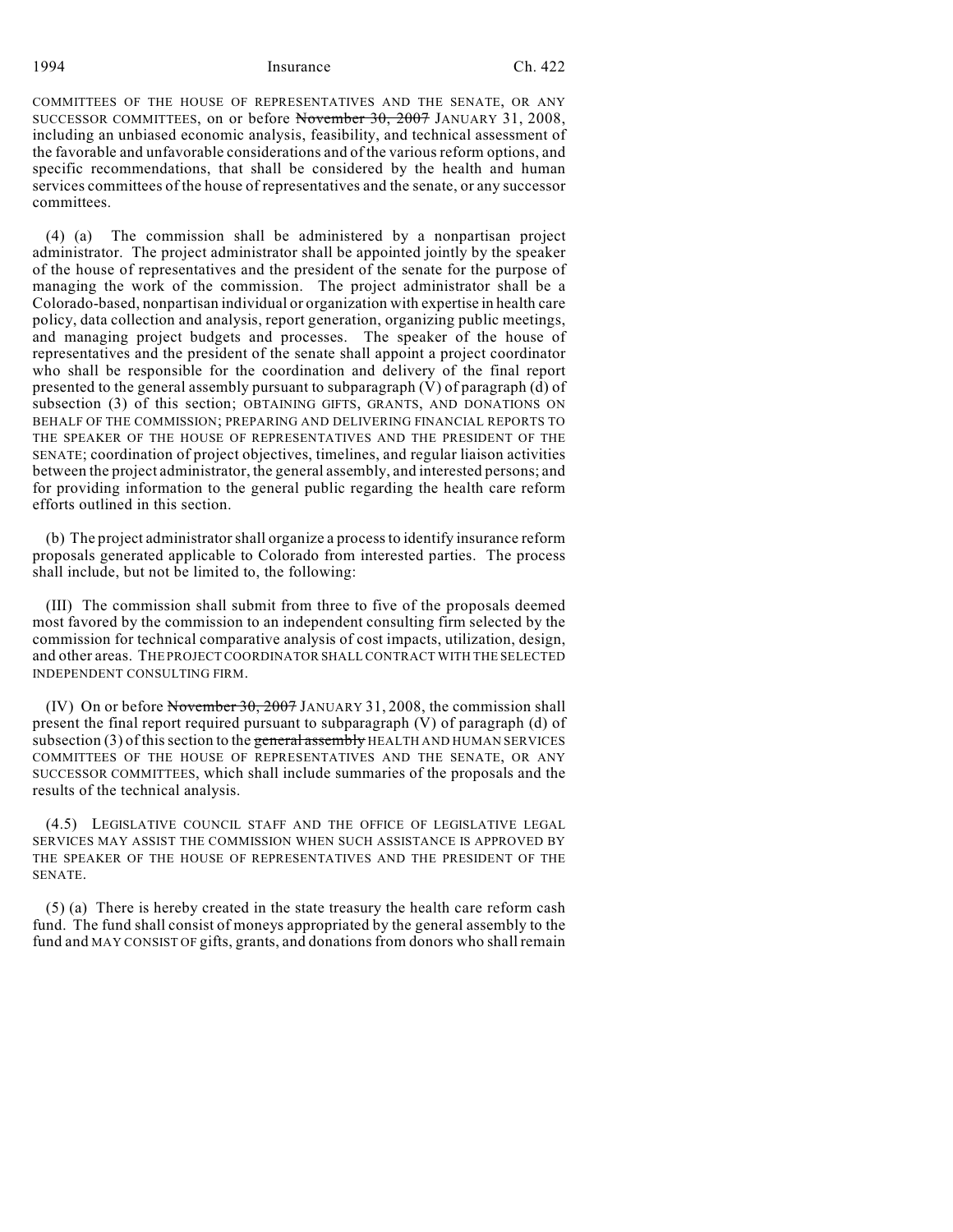COMMITTEES OF THE HOUSE OF REPRESENTATIVES AND THE SENATE, OR ANY SUCCESSOR COMMITTEES, on or before ~~November 30, 2007~~ JANUARY 31, 2008, including an unbiased economic analysis, feasibility, and technical assessment of the favorable and unfavorable considerations and of the various reform options, and specific recommendations, that shall be considered by the health and human services committees of the house of representatives and the senate, or any successor committees.

(4) (a) The commission shall be administered by a nonpartisan project administrator. The project administrator shall be appointed jointly by the speaker of the house of representatives and the president of the senate for the purpose of managing the work of the commission. The project administrator shall be a Colorado-based, nonpartisan individual or organization with expertise in health care policy, data collection and analysis, report generation, organizing public meetings, and managing project budgets and processes. The speaker of the house of representatives and the president of the senate shall appoint a project coordinator who shall be responsible for the coordination and delivery of the final report presented to the general assembly pursuant to subparagraph (V) of paragraph (d) of subsection (3) of this section; OBTAINING GIFTS, GRANTS, AND DONATIONS ON BEHALF OF THE COMMISSION; PREPARING AND DELIVERING FINANCIAL REPORTS TO THE SPEAKER OF THE HOUSE OF REPRESENTATIVES AND THE PRESIDENT OF THE SENATE; coordination of project objectives, timelines, and regular liaison activities between the project administrator, the general assembly, and interested persons; and for providing information to the general public regarding the health care reform efforts outlined in this section.

(b) The project administrator shall organize a process to identify insurance reform proposals generated applicable to Colorado from interested parties. The process shall include, but not be limited to, the following:

(III) The commission shall submit from three to five of the proposals deemed most favored by the commission to an independent consulting firm selected by the commission for technical comparative analysis of cost impacts, utilization, design, and other areas. THE PROJECT COORDINATOR SHALL CONTRACT WITH THE SELECTED INDEPENDENT CONSULTING FIRM.

(IV) On or before ~~November 30, 2007~~ JANUARY 31, 2008, the commission shall present the final report required pursuant to subparagraph (V) of paragraph (d) of subsection (3) of this section to the ~~general assembly~~ HEALTH AND HUMAN SERVICES COMMITTEES OF THE HOUSE OF REPRESENTATIVES AND THE SENATE, OR ANY SUCCESSOR COMMITTEES, which shall include summaries of the proposals and the results of the technical analysis.

(4.5) LEGISLATIVE COUNCIL STAFF AND THE OFFICE OF LEGISLATIVE LEGAL SERVICES MAY ASSIST THE COMMISSION WHEN SUCH ASSISTANCE IS APPROVED BY THE SPEAKER OF THE HOUSE OF REPRESENTATIVES AND THE PRESIDENT OF THE SENATE.

(5) (a) There is hereby created in the state treasury the health care reform cash fund. The fund shall consist of moneys appropriated by the general assembly to the fund and MAY CONSIST OF gifts, grants, and donations from donors who shall remain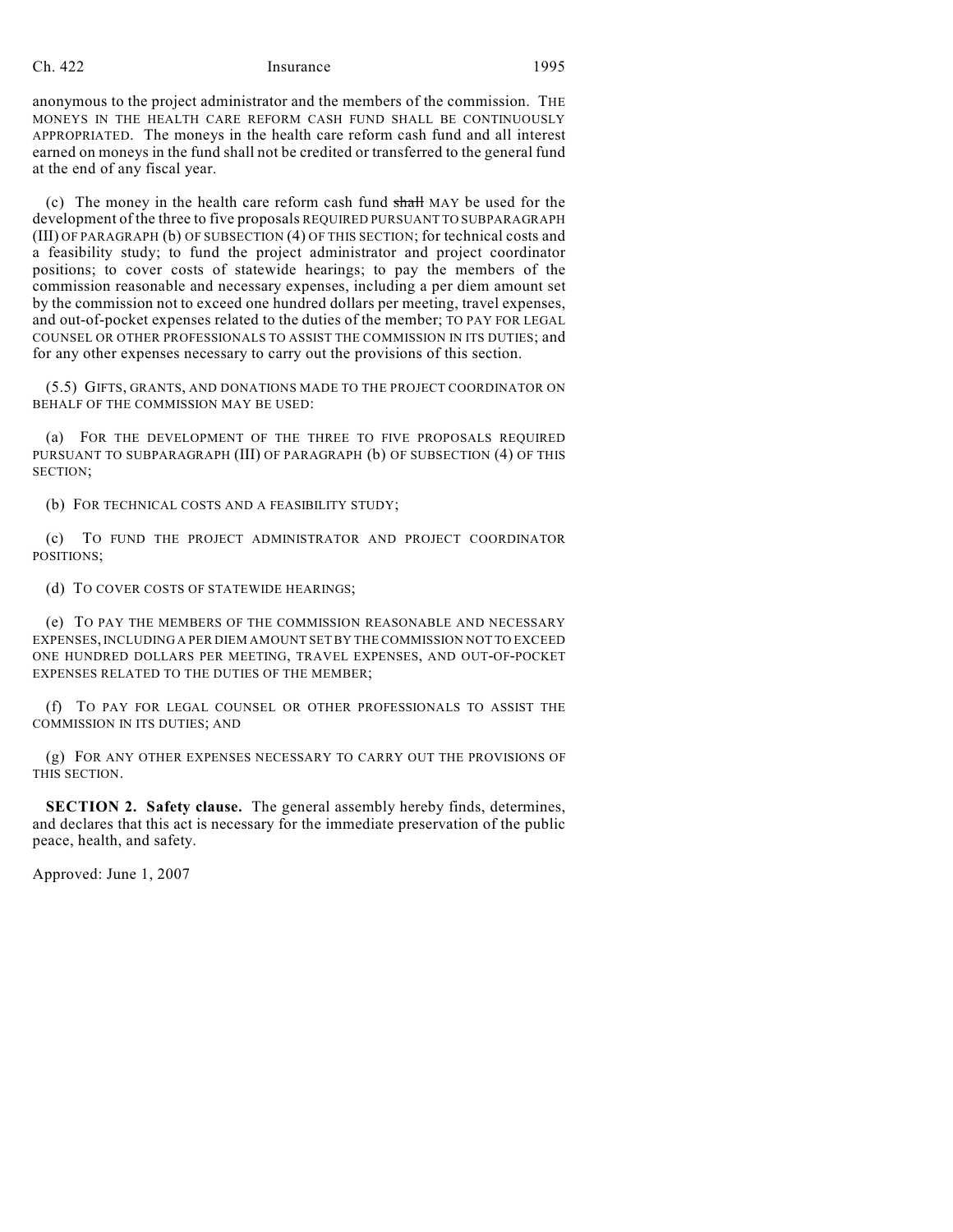anonymous to the project administrator and the members of the commission. THE MONEYS IN THE HEALTH CARE REFORM CASH FUND SHALL BE CONTINUOUSLY APPROPRIATED. The moneys in the health care reform cash fund and all interest earned on moneys in the fund shall not be credited or transferred to the general fund at the end of any fiscal year.

(c) The money in the health care reform cash fund ~~shall~~ MAY be used for the development of the three to five proposals REQUIRED PURSUANT TO SUBPARAGRAPH (III) OF PARAGRAPH (b) OF SUBSECTION (4) OF THIS SECTION; for technical costs and a feasibility study; to fund the project administrator and project coordinator positions; to cover costs of statewide hearings; to pay the members of the commission reasonable and necessary expenses, including a per diem amount set by the commission not to exceed one hundred dollars per meeting, travel expenses, and out-of-pocket expenses related to the duties of the member; TO PAY FOR LEGAL COUNSEL OR OTHER PROFESSIONALS TO ASSIST THE COMMISSION IN ITS DUTIES; and for any other expenses necessary to carry out the provisions of this section.

(5.5) GIFTS, GRANTS, AND DONATIONS MADE TO THE PROJECT COORDINATOR ON BEHALF OF THE COMMISSION MAY BE USED:

(a) FOR THE DEVELOPMENT OF THE THREE TO FIVE PROPOSALS REQUIRED PURSUANT TO SUBPARAGRAPH (III) OF PARAGRAPH (b) OF SUBSECTION (4) OF THIS SECTION;

(b) FOR TECHNICAL COSTS AND A FEASIBILITY STUDY;

(c) TO FUND THE PROJECT ADMINISTRATOR AND PROJECT COORDINATOR POSITIONS;

(d) TO COVER COSTS OF STATEWIDE HEARINGS;

(e) TO PAY THE MEMBERS OF THE COMMISSION REASONABLE AND NECESSARY EXPENSES, INCLUDING A PER DIEM AMOUNT SET BY THE COMMISSION NOT TO EXCEED ONE HUNDRED DOLLARS PER MEETING, TRAVEL EXPENSES, AND OUT-OF-POCKET EXPENSES RELATED TO THE DUTIES OF THE MEMBER;

(f) TO PAY FOR LEGAL COUNSEL OR OTHER PROFESSIONALS TO ASSIST THE COMMISSION IN ITS DUTIES; AND

(g) FOR ANY OTHER EXPENSES NECESSARY TO CARRY OUT THE PROVISIONS OF THIS SECTION.

**SECTION 2. Safety clause.** The general assembly hereby finds, determines, and declares that this act is necessary for the immediate preservation of the public peace, health, and safety.

Approved: June 1, 2007